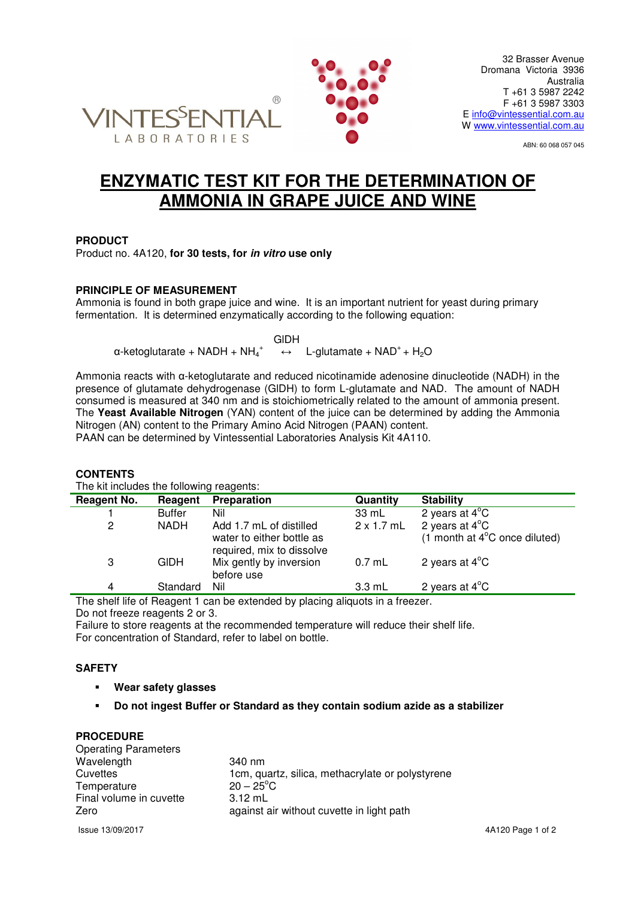VINTESSENTIAL®
LABORATORIES

32 Brasser Avenue
Dromana Victoria 3936
Australia
T +61 3 5987 2242
F +61 3 5987 3303
E info@vintessential.com.au
W www.vintessential.com.au

ABN: 60 068 057 045

# ENZYMATIC TEST KIT FOR THE DETERMINATION OF AMMONIA IN GRAPE JUICE AND WINE

## PRODUCT

Product no. 4A120, **for 30 tests, for *in vitro* use only**

## PRINCIPLE OF MEASUREMENT

Ammonia is found in both grape juice and wine. It is an important nutrient for yeast during primary fermentation. It is determined enzymatically according to the following equation:

$$\alpha\text{-ketoglutarate} + NADH + NH_4^+ \xleftrightarrow{GlDH} \text{L-glutamate} + NAD^+ + H_2O$$

Ammonia reacts with α-ketoglutarate and reduced nicotinamide adenosine dinucleotide (NADH) in the presence of glutamate dehydrogenase (GlDH) to form L-glutamate and NAD. The amount of NADH consumed is measured at 340 nm and is stoichiometrically related to the amount of ammonia present. The **Yeast Available Nitrogen** (YAN) content of the juice can be determined by adding the Ammonia Nitrogen (AN) content to the Primary Amino Acid Nitrogen (PAAN) content.
PAAN can be determined by Vintessential Laboratories Analysis Kit 4A110.

## CONTENTS

The kit includes the following reagents:

| Reagent No. | Reagent | Preparation | Quantity | Stability |
|---|---|---|---|---|
| 1 | Buffer | Nil | 33 mL | 2 years at 4°C |
| 2 | NADH | Add 1.7 mL of distilled water to either bottle as required, mix to dissolve | 2 x 1.7 mL | 2 years at 4°C (1 month at 4°C once diluted) |
| 3 | GlDH | Mix gently by inversion before use | 0.7 mL | 2 years at 4°C |
| 4 | Standard | Nil | 3.3 mL | 2 years at 4°C |

The shelf life of Reagent 1 can be extended by placing aliquots in a freezer.
Do not freeze reagents 2 or 3.
Failure to store reagents at the recommended temperature will reduce their shelf life.
For concentration of Standard, refer to label on bottle.

## SAFETY

- **Wear safety glasses**
- **Do not ingest Buffer or Standard as they contain sodium azide as a stabilizer**

## PROCEDURE

Operating Parameters

| | |
|---|---|
| Wavelength | 340 nm |
| Cuvettes | 1cm, quartz, silica, methacrylate or polystyrene |
| Temperature | 20 – 25°C |
| Final volume in cuvette | 3.12 mL |
| Zero | against air without cuvette in light path |

Issue 13/09/2017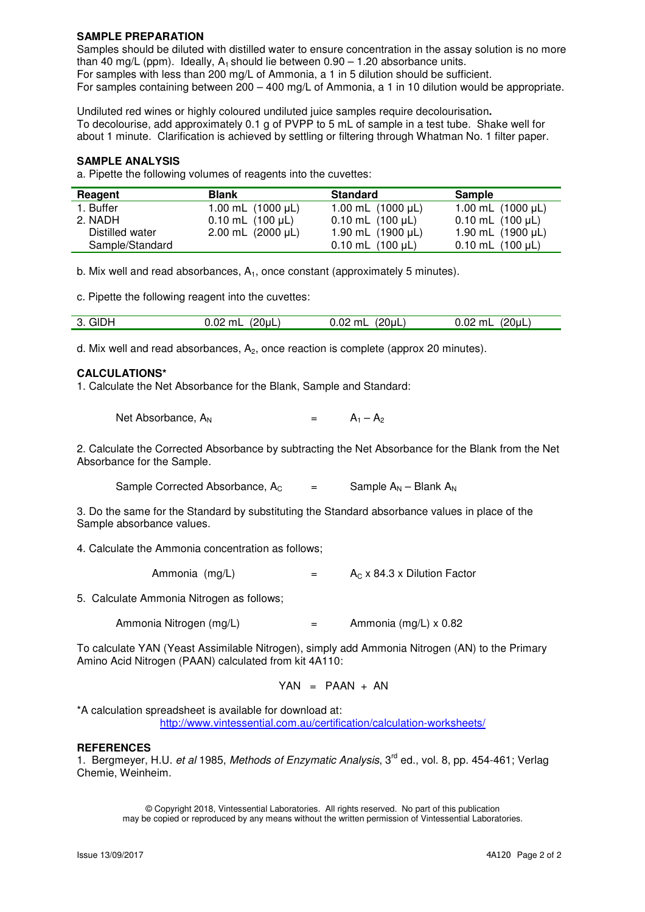## SAMPLE PREPARATION

Samples should be diluted with distilled water to ensure concentration in the assay solution is no more than 40 mg/L (ppm). Ideally, $A_1$ should lie between 0.90 – 1.20 absorbance units.
For samples with less than 200 mg/L of Ammonia, a 1 in 5 dilution should be sufficient.
For samples containing between 200 – 400 mg/L of Ammonia, a 1 in 10 dilution would be appropriate.

Undiluted red wines or highly coloured undiluted juice samples require decolourisation**.**
To decolourise, add approximately 0.1 g of PVPP to 5 mL of sample in a test tube. Shake well for about 1 minute. Clarification is achieved by settling or filtering through Whatman No. 1 filter paper.

## SAMPLE ANALYSIS

a. Pipette the following volumes of reagents into the cuvettes:

| Reagent | Blank | Standard | Sample |
|---|---|---|---|
| 1. Buffer | 1.00 mL (1000 µL) | 1.00 mL (1000 µL) | 1.00 mL (1000 µL) |
| 2. NADH | 0.10 mL (100 µL) | 0.10 mL (100 µL) | 0.10 mL (100 µL) |
| Distilled water | 2.00 mL (2000 µL) | 1.90 mL (1900 µL) | 1.90 mL (1900 µL) |
| Sample/Standard | | 0.10 mL (100 µL) | 0.10 mL (100 µL) |

b. Mix well and read absorbances, $A_1$, once constant (approximately 5 minutes).

c. Pipette the following reagent into the cuvettes:

| | | | |
|---|---|---|---|
| 3. GlDH | 0.02 mL (20µL) | 0.02 mL (20µL) | 0.02 mL (20µL) |

d. Mix well and read absorbances, $A_2$, once reaction is complete (approx 20 minutes).

## CALCULATIONS*

1. Calculate the Net Absorbance for the Blank, Sample and Standard:

$$\text{Net Absorbance, } A_N = A_1 - A_2$$

2. Calculate the Corrected Absorbance by subtracting the Net Absorbance for the Blank from the Net Absorbance for the Sample.

$$\text{Sample Corrected Absorbance, } A_C = \text{Sample } A_N - \text{Blank } A_N$$

3. Do the same for the Standard by substituting the Standard absorbance values in place of the Sample absorbance values.

4. Calculate the Ammonia concentration as follows;

$$\text{Ammonia (mg/L)} = A_C \times 84.3 \times \text{Dilution Factor}$$

5. Calculate Ammonia Nitrogen as follows;

$$\text{Ammonia Nitrogen (mg/L)} = \text{Ammonia (mg/L)} \times 0.82$$

To calculate YAN (Yeast Assimilable Nitrogen), simply add Ammonia Nitrogen (AN) to the Primary Amino Acid Nitrogen (PAAN) calculated from kit 4A110:

$$\text{YAN} = \text{PAAN} + \text{AN}$$

*A calculation spreadsheet is available for download at:
http://www.vintessential.com.au/certification/calculation-worksheets/

## REFERENCES

1. Bergmeyer, H.U. *et al* 1985, *Methods of Enzymatic Analysis*, 3rd ed., vol. 8, pp. 454-461; Verlag Chemie, Weinheim.

© Copyright 2018, Vintessential Laboratories. All rights reserved. No part of this publication may be copied or reproduced by any means without the written permission of Vintessential Laboratories.

Issue 13/09/2017 4A120